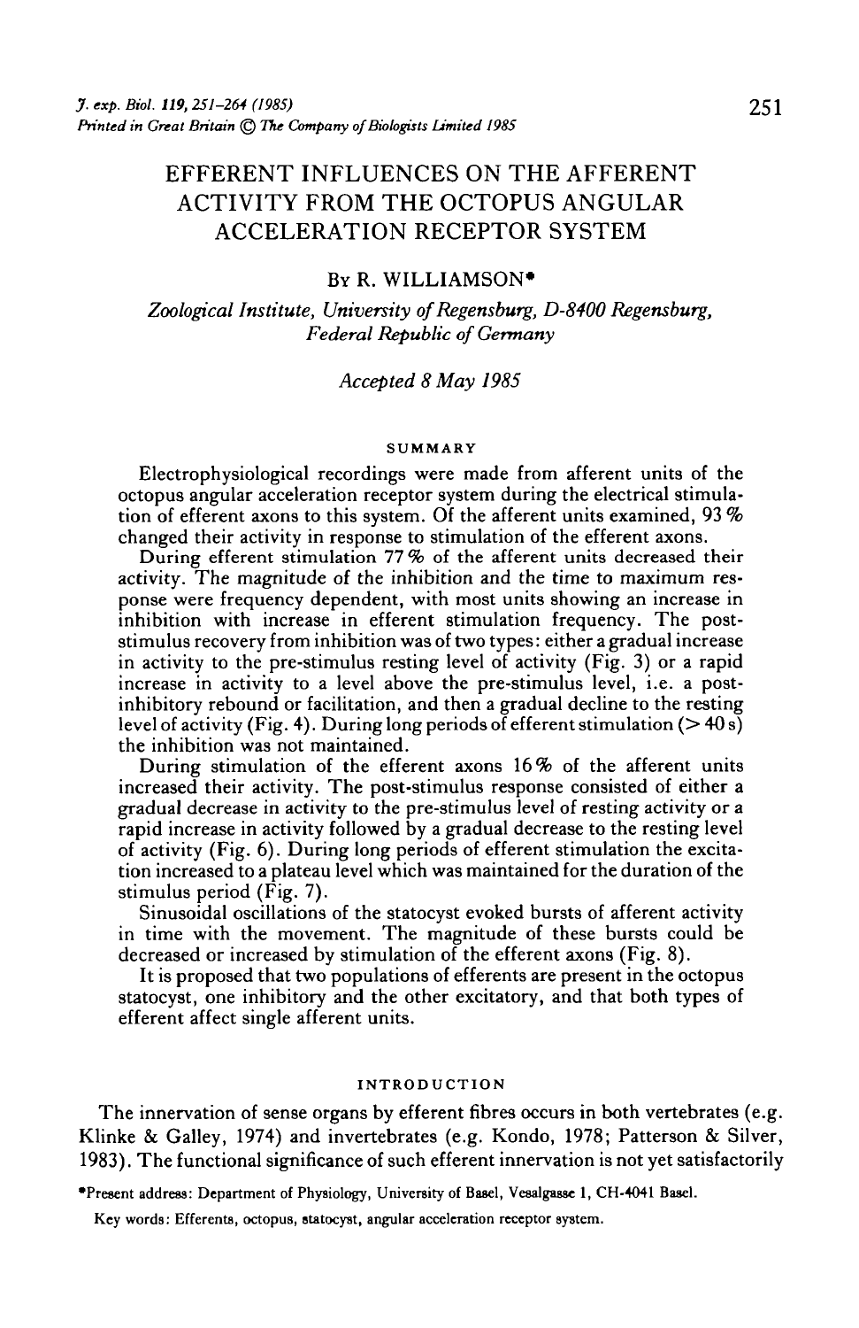# EFFERENT INFLUENCES ON THE AFFERENT ACTIVITY FROM THE OCTOPUS ANGULAR ACCELERATION RECEPTOR SYSTEM

By R. WILLIAMSON*

*Zoological Institute, University of Regensburg, D-8400 Regensburg, Federal Republic of Germany*

*Accepted 8 May 1985*

## SUMMARY

Electrophysiological recordings were made from afferent units of the octopus angular acceleration receptor system during the electrical stimulation of efferent axons to this system. Of the afferent units examined, 93 % changed their activity in response to stimulation of the efferent axons.

During efferent stimulation 77 % of the afferent units decreased their activity. The magnitude of the inhibition and the time to maximum response were frequency dependent, with most units showing an increase in inhibition with increase in efferent stimulation frequency. The post-stimulus recovery from inhibition was of two types: either a gradual increase in activity to the pre-stimulus resting level of activity (Fig. 3) or a rapid increase in activity to a level above the pre-stimulus level, i.e. a post-inhibitory rebound or facilitation, and then a gradual decline to the resting level of activity (Fig. 4). During long periods of efferent stimulation (> 40 s) the inhibition was not maintained.

During stimulation of the efferent axons 16 % of the afferent units increased their activity. The post-stimulus response consisted of either a gradual decrease in activity to the pre-stimulus level of resting activity or a rapid increase in activity followed by a gradual decrease to the resting level of activity (Fig. 6). During long periods of efferent stimulation the excitation increased to a plateau level which was maintained for the duration of the stimulus period (Fig. 7).

Sinusoidal oscillations of the statocyst evoked bursts of afferent activity in time with the movement. The magnitude of these bursts could be decreased or increased by stimulation of the efferent axons (Fig. 8).

It is proposed that two populations of efferents are present in the octopus statocyst, one inhibitory and the other excitatory, and that both types of efferent affect single afferent units.

## INTRODUCTION

The innervation of sense organs by efferent fibres occurs in both vertebrates (e.g. Klinke & Galley, 1974) and invertebrates (e.g. Kondo, 1978; Patterson & Silver, 1983). The functional significance of such efferent innervation is not yet satisfactorily

*Present address: Department of Physiology, University of Basel, Vesalgasse 1, CH-4041 Basel.

Key words: Efferents, octopus, statocyst, angular acceleration receptor system.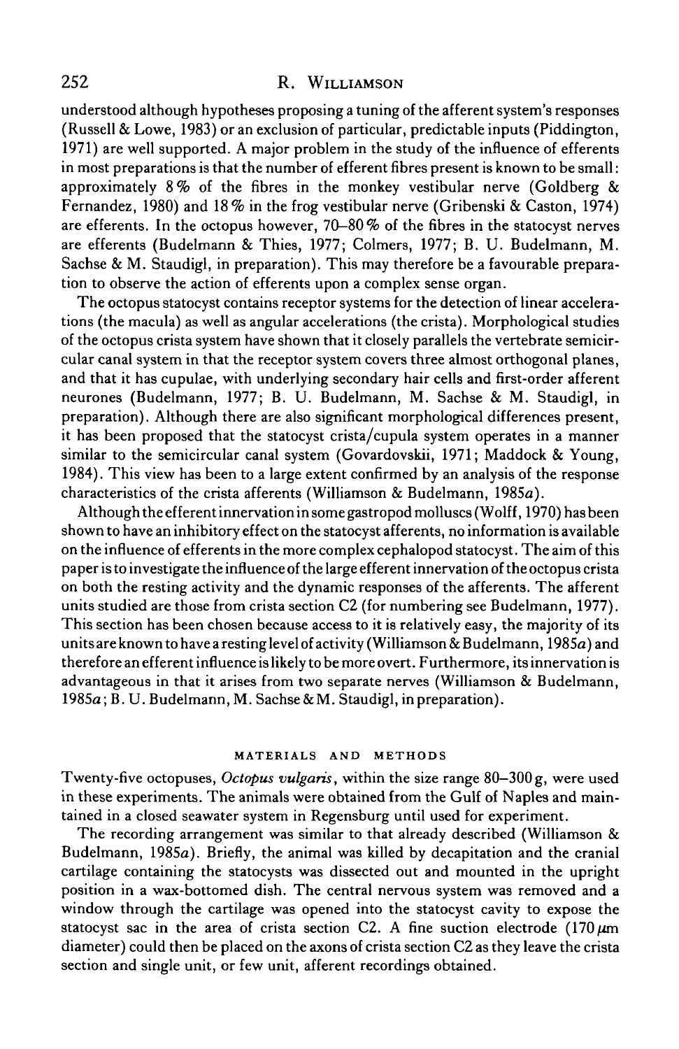understood although hypotheses proposing a tuning of the afferent system's responses (Russell & Lowe, 1983) or an exclusion of particular, predictable inputs (Piddington, 1971) are well supported. A major problem in the study of the influence of efferents in most preparations is that the number of efferent fibres present is known to be small: approximately 8% of the fibres in the monkey vestibular nerve (Goldberg & Fernandez, 1980) and 18% in the frog vestibular nerve (Gribenski & Caston, 1974) are efferents. In the octopus however, 70–80% of the fibres in the statocyst nerves are efferents (Budelmann & Thies, 1977; Colmers, 1977; B. U. Budelmann, M. Sachse & M. Staudigl, in preparation). This may therefore be a favourable preparation to observe the action of efferents upon a complex sense organ.

The octopus statocyst contains receptor systems for the detection of linear accelerations (the macula) as well as angular accelerations (the crista). Morphological studies of the octopus crista system have shown that it closely parallels the vertebrate semicircular canal system in that the receptor system covers three almost orthogonal planes, and that it has cupulae, with underlying secondary hair cells and first-order afferent neurones (Budelmann, 1977; B. U. Budelmann, M. Sachse & M. Staudigl, in preparation). Although there are also significant morphological differences present, it has been proposed that the statocyst crista/cupula system operates in a manner similar to the semicircular canal system (Govardovskii, 1971; Maddock & Young, 1984). This view has been to a large extent confirmed by an analysis of the response characteristics of the crista afferents (Williamson & Budelmann, 1985*a*).

Although the efferent innervation in some gastropod molluscs (Wolff, 1970) has been shown to have an inhibitory effect on the statocyst afferents, no information is available on the influence of efferents in the more complex cephalopod statocyst. The aim of this paper is to investigate the influence of the large efferent innervation of the octopus crista on both the resting activity and the dynamic responses of the afferents. The afferent units studied are those from crista section C2 (for numbering see Budelmann, 1977). This section has been chosen because access to it is relatively easy, the majority of its units are known to have a resting level of activity (Williamson & Budelmann, 1985*a*) and therefore an efferent influence is likely to be more overt. Furthermore, its innervation is advantageous in that it arises from two separate nerves (Williamson & Budelmann, 1985*a*; B. U. Budelmann, M. Sachse & M. Staudigl, in preparation).

## MATERIALS AND METHODS

Twenty-five octopuses, *Octopus vulgaris*, within the size range 80–300 g, were used in these experiments. The animals were obtained from the Gulf of Naples and maintained in a closed seawater system in Regensburg until used for experiment.

The recording arrangement was similar to that already described (Williamson & Budelmann, 1985*a*). Briefly, the animal was killed by decapitation and the cranial cartilage containing the statocysts was dissected out and mounted in the upright position in a wax-bottomed dish. The central nervous system was removed and a window through the cartilage was opened into the statocyst cavity to expose the statocyst sac in the area of crista section C2. A fine suction electrode (170 $\mu$m diameter) could then be placed on the axons of crista section C2 as they leave the crista section and single unit, or few unit, afferent recordings obtained.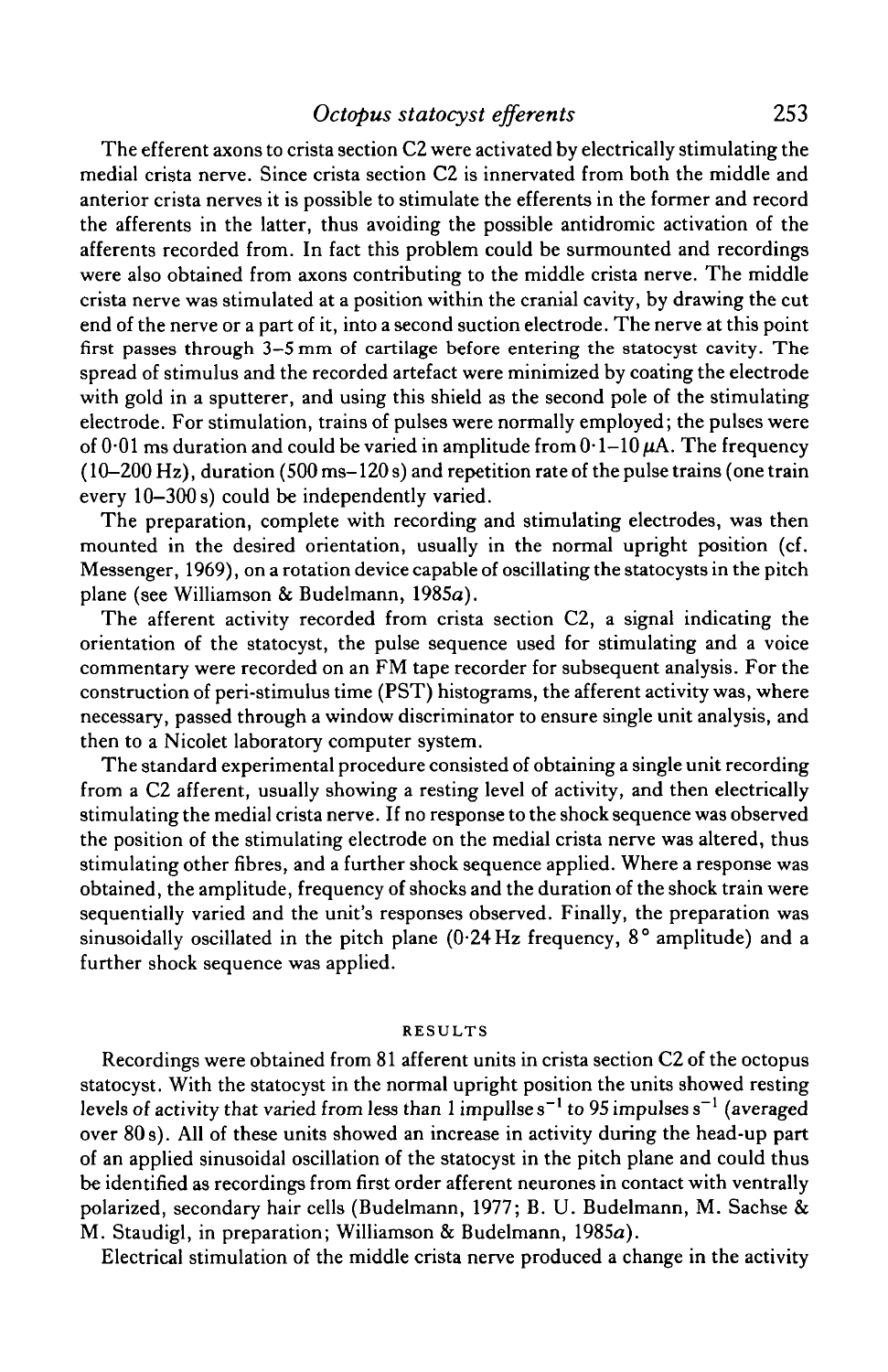The efferent axons to crista section C2 were activated by electrically stimulating the medial crista nerve. Since crista section C2 is innervated from both the middle and anterior crista nerves it is possible to stimulate the efferents in the former and record the afferents in the latter, thus avoiding the possible antidromic activation of the afferents recorded from. In fact this problem could be surmounted and recordings were also obtained from axons contributing to the middle crista nerve. The middle crista nerve was stimulated at a position within the cranial cavity, by drawing the cut end of the nerve or a part of it, into a second suction electrode. The nerve at this point first passes through 3–5 mm of cartilage before entering the statocyst cavity. The spread of stimulus and the recorded artefact were minimized by coating the electrode with gold in a sputterer, and using this shield as the second pole of the stimulating electrode. For stimulation, trains of pulses were normally employed; the pulses were of 0·01 ms duration and could be varied in amplitude from 0·1–10 $\mu$A. The frequency (10–200 Hz), duration (500 ms–120 s) and repetition rate of the pulse trains (one train every 10–300 s) could be independently varied.

The preparation, complete with recording and stimulating electrodes, was then mounted in the desired orientation, usually in the normal upright position (cf. Messenger, 1969), on a rotation device capable of oscillating the statocysts in the pitch plane (see Williamson & Budelmann, 1985*a*).

The afferent activity recorded from crista section C2, a signal indicating the orientation of the statocyst, the pulse sequence used for stimulating and a voice commentary were recorded on an FM tape recorder for subsequent analysis. For the construction of peri-stimulus time (PST) histograms, the afferent activity was, where necessary, passed through a window discriminator to ensure single unit analysis, and then to a Nicolet laboratory computer system.

The standard experimental procedure consisted of obtaining a single unit recording from a C2 afferent, usually showing a resting level of activity, and then electrically stimulating the medial crista nerve. If no response to the shock sequence was observed the position of the stimulating electrode on the medial crista nerve was altered, thus stimulating other fibres, and a further shock sequence applied. Where a response was obtained, the amplitude, frequency of shocks and the duration of the shock train were sequentially varied and the unit's responses observed. Finally, the preparation was sinusoidally oscillated in the pitch plane (0·24 Hz frequency, 8° amplitude) and a further shock sequence was applied.

## RESULTS

Recordings were obtained from 81 afferent units in crista section C2 of the octopus statocyst. With the statocyst in the normal upright position the units showed resting levels of activity that varied from less than 1 impullse $s^{-1}$ to 95 impulses $s^{-1}$ (averaged over 80 s). All of these units showed an increase in activity during the head-up part of an applied sinusoidal oscillation of the statocyst in the pitch plane and could thus be identified as recordings from first order afferent neurones in contact with ventrally polarized, secondary hair cells (Budelmann, 1977; B. U. Budelmann, M. Sachse & M. Staudigl, in preparation; Williamson & Budelmann, 1985*a*).

Electrical stimulation of the middle crista nerve produced a change in the activity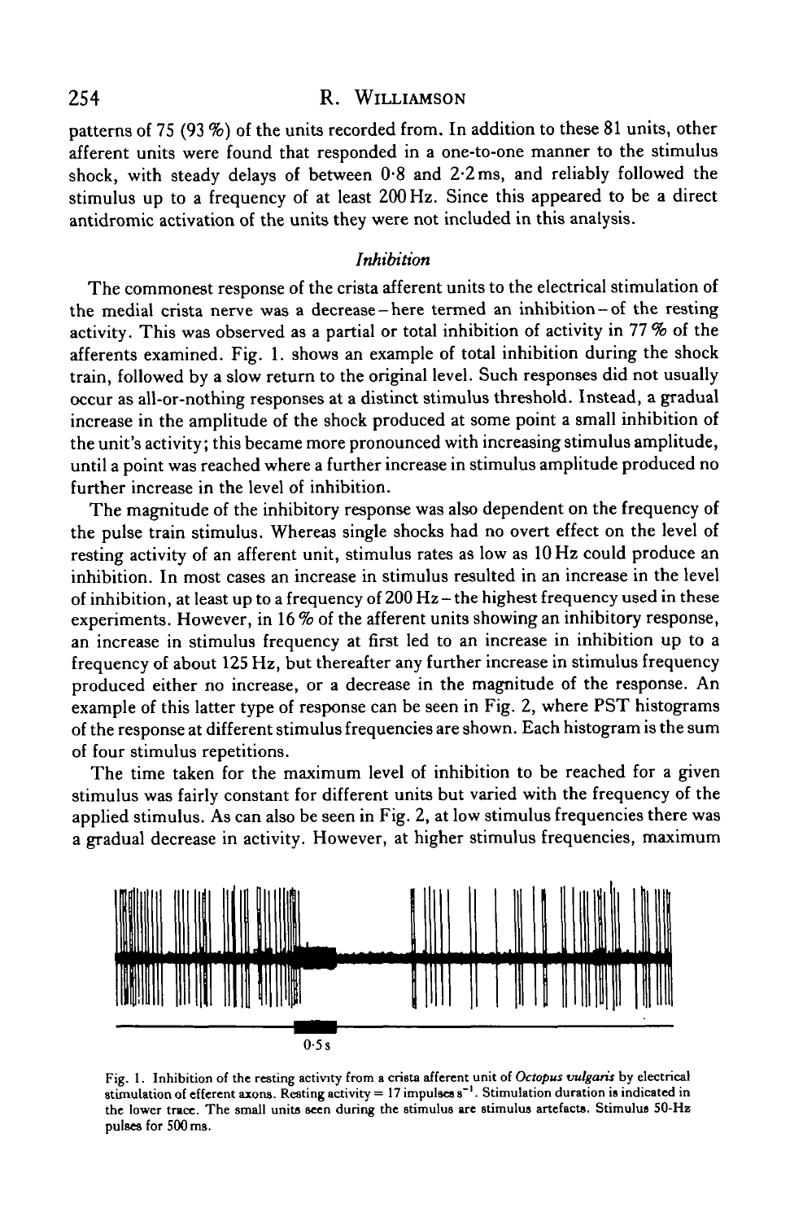patterns of 75 (93 %) of the units recorded from. In addition to these 81 units, other afferent units were found that responded in a one-to-one manner to the stimulus shock, with steady delays of between 0·8 and 2·2 ms, and reliably followed the stimulus up to a frequency of at least 200 Hz. Since this appeared to be a direct antidromic activation of the units they were not included in this analysis.

### *Inhibition*

The commonest response of the crista afferent units to the electrical stimulation of the medial crista nerve was a decrease – here termed an inhibition – of the resting activity. This was observed as a partial or total inhibition of activity in 77 % of the afferents examined. Fig. 1. shows an example of total inhibition during the shock train, followed by a slow return to the original level. Such responses did not usually occur as all-or-nothing responses at a distinct stimulus threshold. Instead, a gradual increase in the amplitude of the shock produced at some point a small inhibition of the unit's activity; this became more pronounced with increasing stimulus amplitude, until a point was reached where a further increase in stimulus amplitude produced no further increase in the level of inhibition.

The magnitude of the inhibitory response was also dependent on the frequency of the pulse train stimulus. Whereas single shocks had no overt effect on the level of resting activity of an afferent unit, stimulus rates as low as 10 Hz could produce an inhibition. In most cases an increase in stimulus resulted in an increase in the level of inhibition, at least up to a frequency of 200 Hz – the highest frequency used in these experiments. However, in 16 % of the afferent units showing an inhibitory response, an increase in stimulus frequency at first led to an increase in inhibition up to a frequency of about 125 Hz, but thereafter any further increase in stimulus frequency produced either no increase, or a decrease in the magnitude of the response. An example of this latter type of response can be seen in Fig. 2, where PST histograms of the response at different stimulus frequencies are shown. Each histogram is the sum of four stimulus repetitions.

The time taken for the maximum level of inhibition to be reached for a given stimulus was fairly constant for different units but varied with the frequency of the applied stimulus. As can also be seen in Fig. 2, at low stimulus frequencies there was a gradual decrease in activity. However, at higher stimulus frequencies, maximum

0·5 s

Fig. 1. Inhibition of the resting activity from a crista afferent unit of *Octopus vulgaris* by electrical stimulation of efferent axons. Resting activity = 17 impulses $s^{-1}$. Stimulation duration is indicated in the lower trace. The small units seen during the stimulus are stimulus artefacts. Stimulus 50-Hz pulses for 500 ms.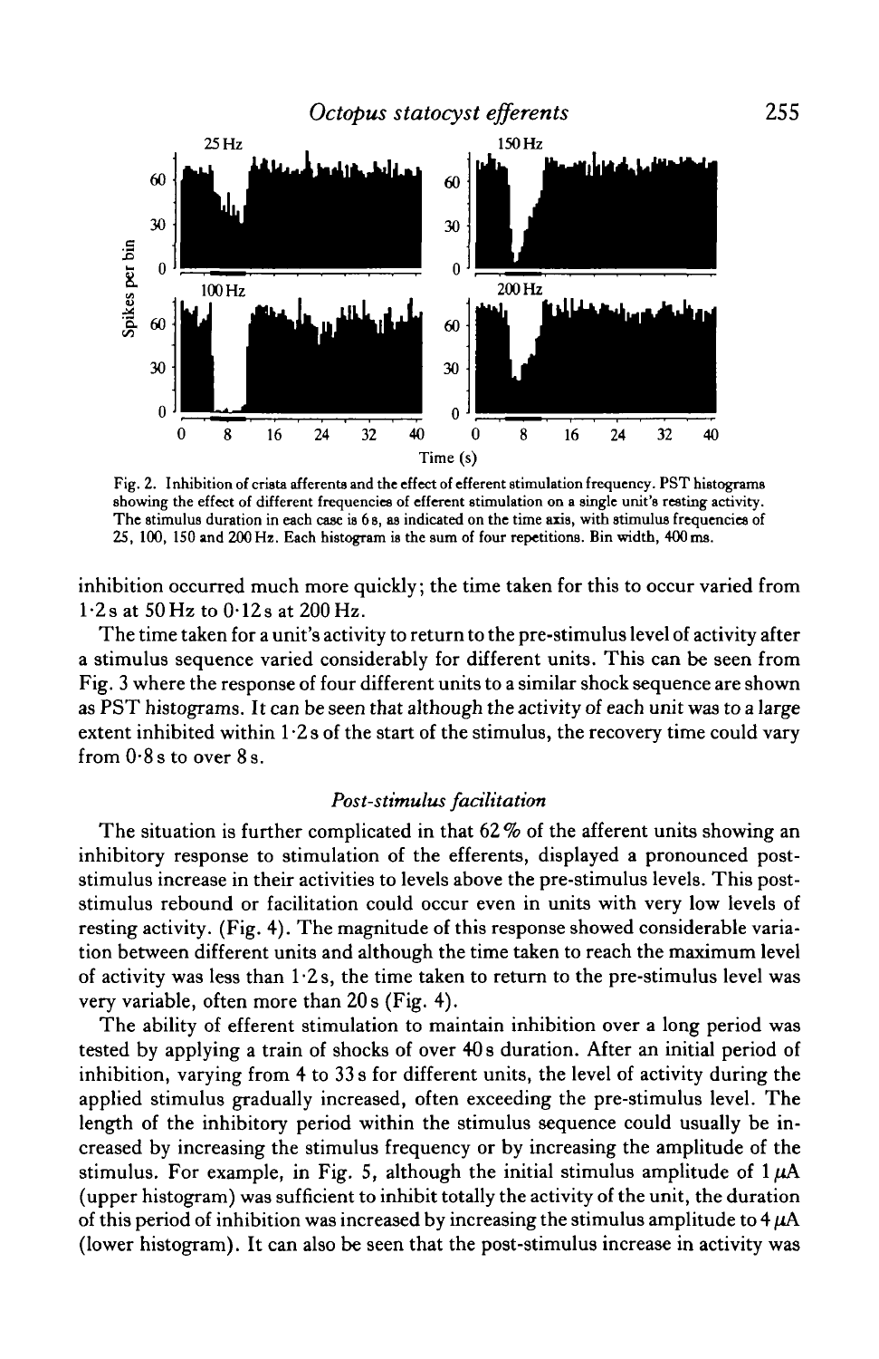Fig. 2. Inhibition of crista afferents and the effect of efferent stimulation frequency. PST histograms showing the effect of different frequencies of efferent stimulation on a single unit's resting activity. The stimulus duration in each case is 6 s, as indicated on the time axis, with stimulus frequencies of 25, 100, 150 and 200 Hz. Each histogram is the sum of four repetitions. Bin width, 400 ms.

inhibition occurred much more quickly; the time taken for this to occur varied from 1·2 s at 50 Hz to 0·12 s at 200 Hz.

The time taken for a unit's activity to return to the pre-stimulus level of activity after a stimulus sequence varied considerably for different units. This can be seen from Fig. 3 where the response of four different units to a similar shock sequence are shown as PST histograms. It can be seen that although the activity of each unit was to a large extent inhibited within 1·2 s of the start of the stimulus, the recovery time could vary from 0·8 s to over 8 s.

### *Post-stimulus facilitation*

The situation is further complicated in that 62 % of the afferent units showing an inhibitory response to stimulation of the efferents, displayed a pronounced post-stimulus increase in their activities to levels above the pre-stimulus levels. This post-stimulus rebound or facilitation could occur even in units with very low levels of resting activity. (Fig. 4). The magnitude of this response showed considerable variation between different units and although the time taken to reach the maximum level of activity was less than 1·2 s, the time taken to return to the pre-stimulus level was very variable, often more than 20 s (Fig. 4).

The ability of efferent stimulation to maintain inhibition over a long period was tested by applying a train of shocks of over 40 s duration. After an initial period of inhibition, varying from 4 to 33 s for different units, the level of activity during the applied stimulus gradually increased, often exceeding the pre-stimulus level. The length of the inhibitory period within the stimulus sequence could usually be increased by increasing the stimulus frequency or by increasing the amplitude of the stimulus. For example, in Fig. 5, although the initial stimulus amplitude of 1 $\mu$A (upper histogram) was sufficient to inhibit totally the activity of the unit, the duration of this period of inhibition was increased by increasing the stimulus amplitude to 4 $\mu$A (lower histogram). It can also be seen that the post-stimulus increase in activity was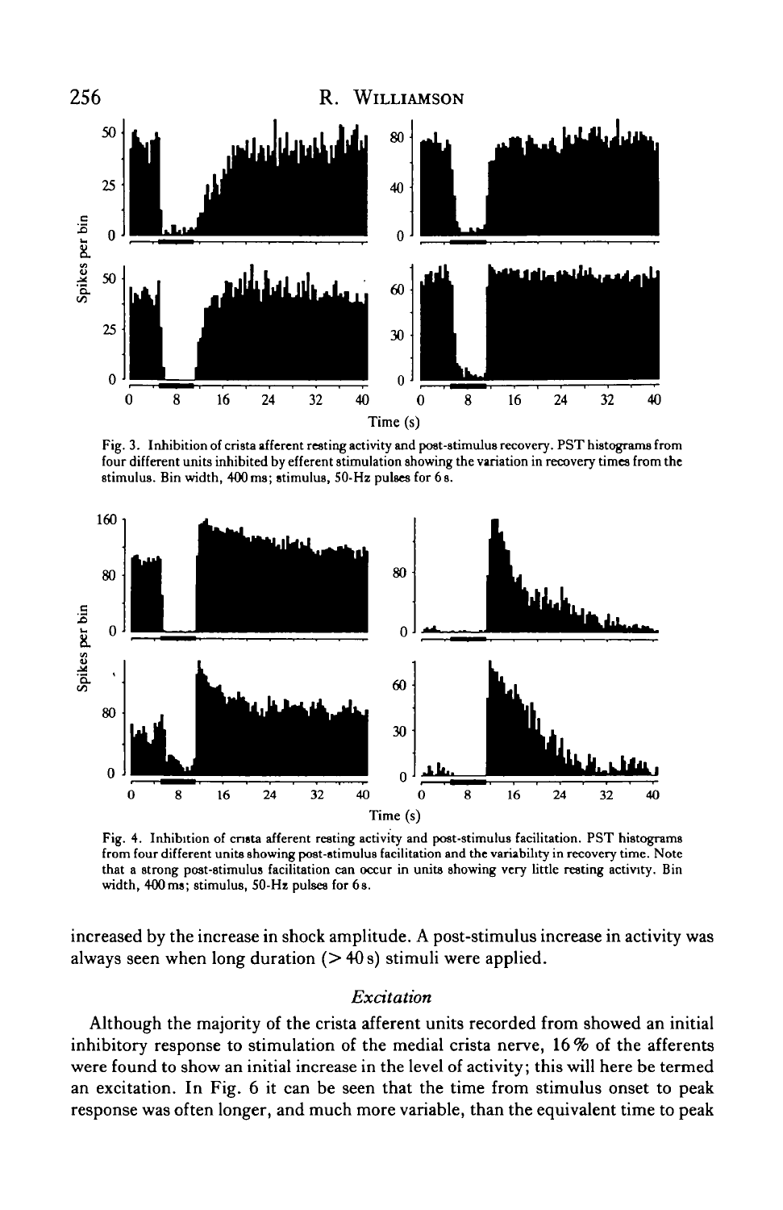Fig. 3. Inhibition of crista afferent resting activity and post-stimulus recovery. PST histograms from four different units inhibited by efferent stimulation showing the variation in recovery times from the stimulus. Bin width, 400 ms; stimulus, 50-Hz pulses for 6 s.

Fig. 4. Inhibition of crista afferent resting activity and post-stimulus facilitation. PST histograms from four different units showing post-stimulus facilitation and the variability in recovery time. Note that a strong post-stimulus facilitation can occur in units showing very little resting activity. Bin width, 400 ms; stimulus, 50-Hz pulses for 6 s.

increased by the increase in shock amplitude. A post-stimulus increase in activity was always seen when long duration (> 40 s) stimuli were applied.

### *Excitation*

Although the majority of the crista afferent units recorded from showed an initial inhibitory response to stimulation of the medial crista nerve, 16 % of the afferents were found to show an initial increase in the level of activity; this will here be termed an excitation. In Fig. 6 it can be seen that the time from stimulus onset to peak response was often longer, and much more variable, than the equivalent time to peak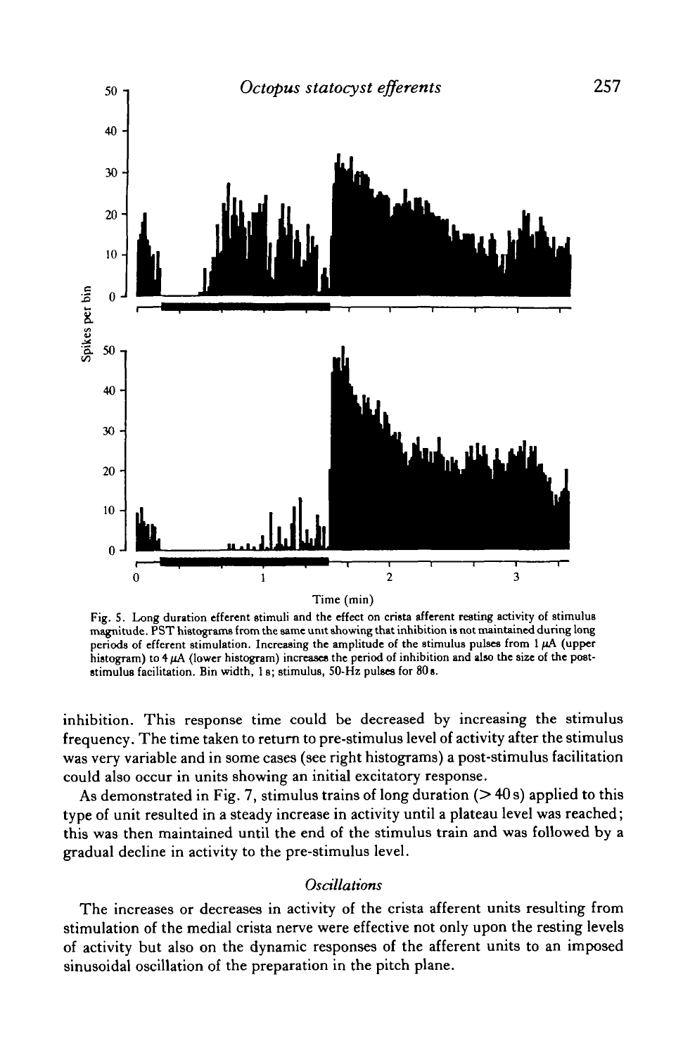Fig. 5. Long duration efferent stimuli and the effect on crista afferent resting activity of stimulus magnitude. PST histograms from the same unit showing that inhibition is not maintained during long periods of efferent stimulation. Increasing the amplitude of the stimulus pulses from 1 μA (upper histogram) to 4 μA (lower histogram) increases the period of inhibition and also the size of the post-stimulus facilitation. Bin width, 1 s; stimulus, 50-Hz pulses for 80 s.

inhibition. This response time could be decreased by increasing the stimulus frequency. The time taken to return to pre-stimulus level of activity after the stimulus was very variable and in some cases (see right histograms) a post-stimulus facilitation could also occur in units showing an initial excitatory response.

As demonstrated in Fig. 7, stimulus trains of long duration (> 40 s) applied to this type of unit resulted in a steady increase in activity until a plateau level was reached; this was then maintained until the end of the stimulus train and was followed by a gradual decline in activity to the pre-stimulus level.

### *Oscillations*

The increases or decreases in activity of the crista afferent units resulting from stimulation of the medial crista nerve were effective not only upon the resting levels of activity but also on the dynamic responses of the afferent units to an imposed sinusoidal oscillation of the preparation in the pitch plane.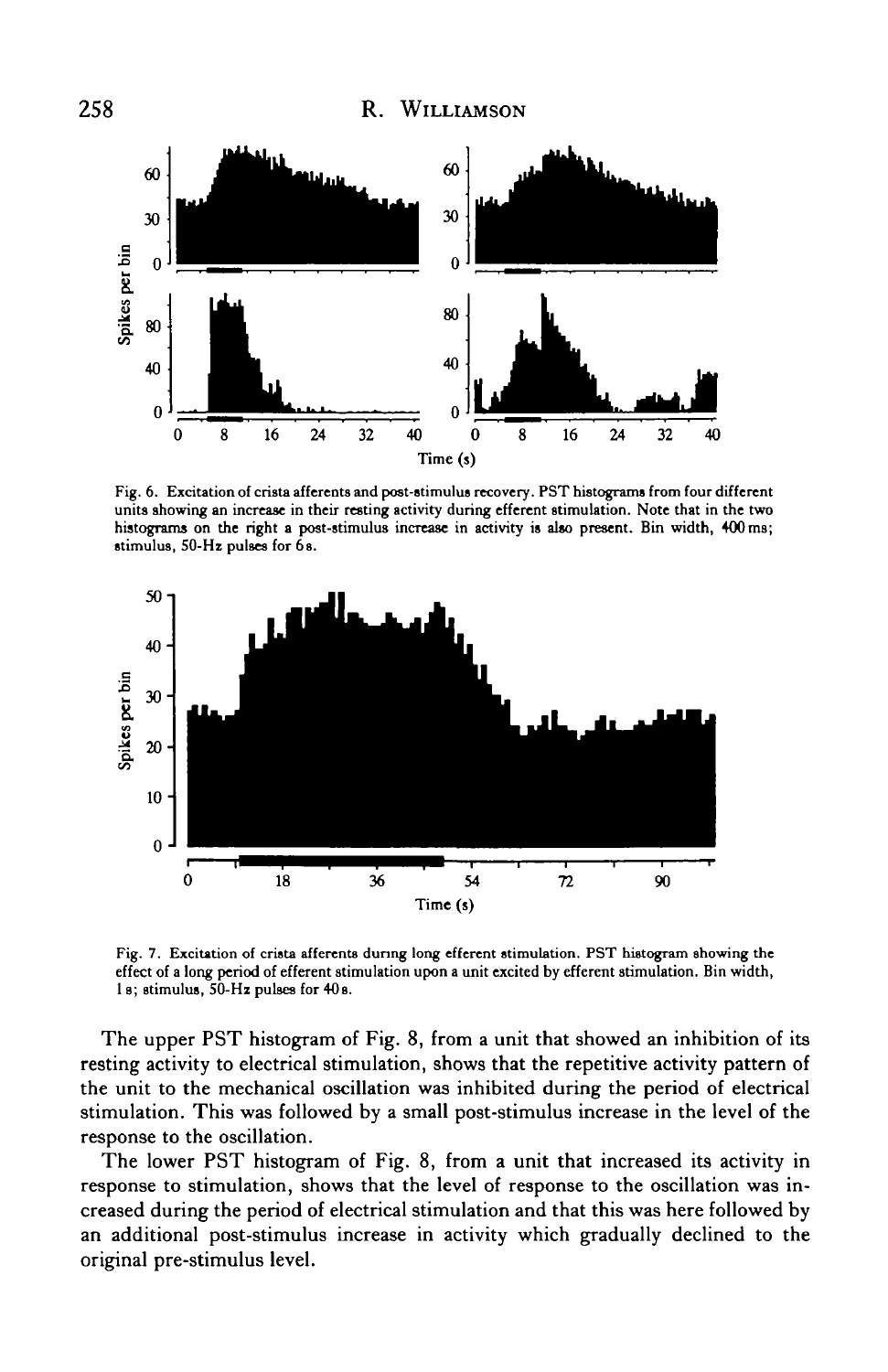Fig. 6. Excitation of crista afferents and post-stimulus recovery. PST histograms from four different units showing an increase in their resting activity during efferent stimulation. Note that in the two histograms on the right a post-stimulus increase in activity is also present. Bin width, 400 ms; stimulus, 50-Hz pulses for 6 s.

Fig. 7. Excitation of crista afferents during long efferent stimulation. PST histogram showing the effect of a long period of efferent stimulation upon a unit excited by efferent stimulation. Bin width, 1 s; stimulus, 50-Hz pulses for 40 s.

The upper PST histogram of Fig. 8, from a unit that showed an inhibition of its resting activity to electrical stimulation, shows that the repetitive activity pattern of the unit to the mechanical oscillation was inhibited during the period of electrical stimulation. This was followed by a small post-stimulus increase in the level of the response to the oscillation.

The lower PST histogram of Fig. 8, from a unit that increased its activity in response to stimulation, shows that the level of response to the oscillation was increased during the period of electrical stimulation and that this was here followed by an additional post-stimulus increase in activity which gradually declined to the original pre-stimulus level.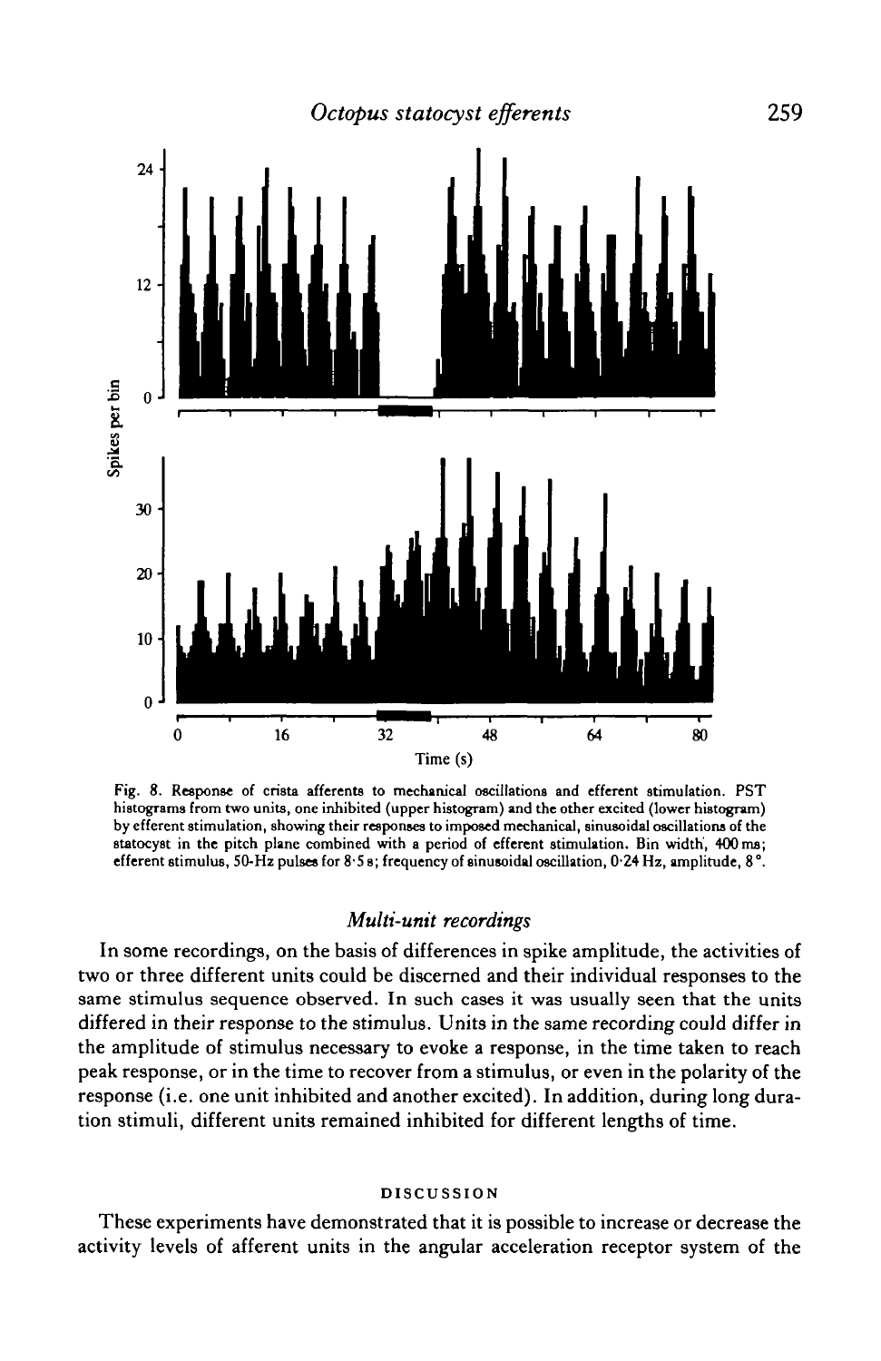Fig. 8. Response of crista afferents to mechanical oscillations and efferent stimulation. PST histograms from two units, one inhibited (upper histogram) and the other excited (lower histogram) by efferent stimulation, showing their responses to imposed mechanical, sinusoidal oscillations of the statocyst in the pitch plane combined with a period of efferent stimulation. Bin width, 400 ms; efferent stimulus, 50-Hz pulses for 8·5 s; frequency of sinusoidal oscillation, 0·24 Hz, amplitude, 8°.

### *Multi-unit recordings*

In some recordings, on the basis of differences in spike amplitude, the activities of two or three different units could be discerned and their individual responses to the same stimulus sequence observed. In such cases it was usually seen that the units differed in their response to the stimulus. Units in the same recording could differ in the amplitude of stimulus necessary to evoke a response, in the time taken to reach peak response, or in the time to recover from a stimulus, or even in the polarity of the response (i.e. one unit inhibited and another excited). In addition, during long duration stimuli, different units remained inhibited for different lengths of time.

## DISCUSSION

These experiments have demonstrated that it is possible to increase or decrease the activity levels of afferent units in the angular acceleration receptor system of the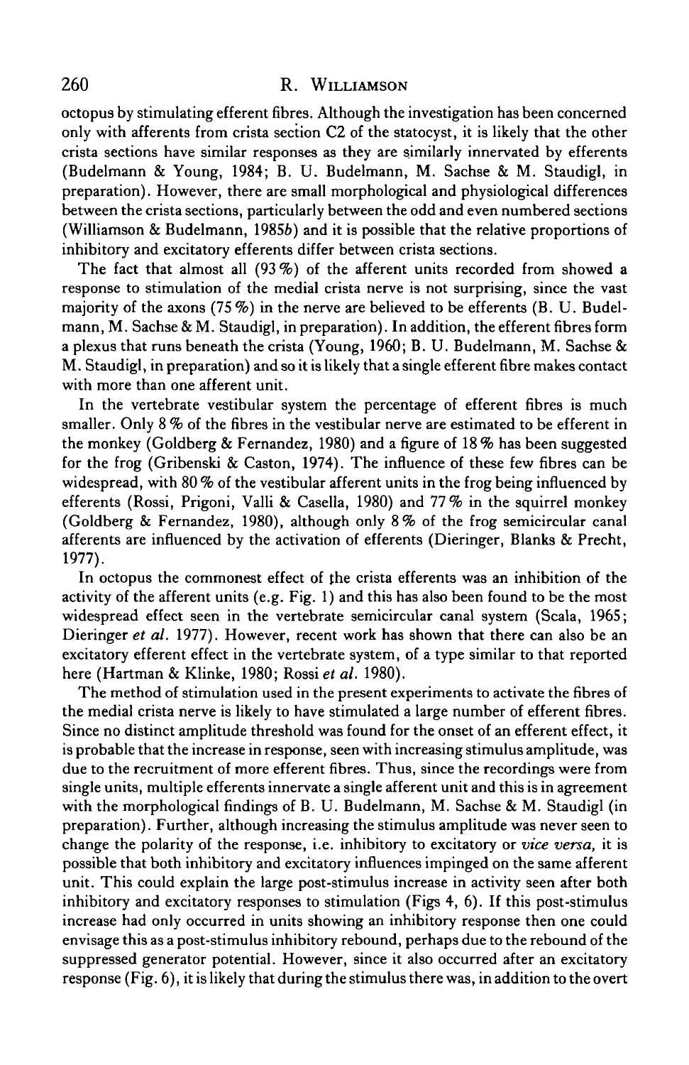octopus by stimulating efferent fibres. Although the investigation has been concerned only with afferents from crista section C2 of the statocyst, it is likely that the other crista sections have similar responses as they are similarly innervated by efferents (Budelmann & Young, 1984; B. U. Budelmann, M. Sachse & M. Staudigl, in preparation). However, there are small morphological and physiological differences between the crista sections, particularly between the odd and even numbered sections (Williamson & Budelmann, 1985*b*) and it is possible that the relative proportions of inhibitory and excitatory efferents differ between crista sections.

The fact that almost all (93 %) of the afferent units recorded from showed a response to stimulation of the medial crista nerve is not surprising, since the vast majority of the axons (75 %) in the nerve are believed to be efferents (B. U. Budelmann, M. Sachse & M. Staudigl, in preparation). In addition, the efferent fibres form a plexus that runs beneath the crista (Young, 1960; B. U. Budelmann, M. Sachse & M. Staudigl, in preparation) and so it is likely that a single efferent fibre makes contact with more than one afferent unit.

In the vertebrate vestibular system the percentage of efferent fibres is much smaller. Only 8 % of the fibres in the vestibular nerve are estimated to be efferent in the monkey (Goldberg & Fernandez, 1980) and a figure of 18 % has been suggested for the frog (Gribenski & Caston, 1974). The influence of these few fibres can be widespread, with 80 % of the vestibular afferent units in the frog being influenced by efferents (Rossi, Prigoni, Valli & Casella, 1980) and 77 % in the squirrel monkey (Goldberg & Fernandez, 1980), although only 8 % of the frog semicircular canal afferents are influenced by the activation of efferents (Dieringer, Blanks & Precht, 1977).

In octopus the commonest effect of the crista efferents was an inhibition of the activity of the afferent units (e.g. Fig. 1) and this has also been found to be the most widespread effect seen in the vertebrate semicircular canal system (Scala, 1965; Dieringer *et al.* 1977). However, recent work has shown that there can also be an excitatory efferent effect in the vertebrate system, of a type similar to that reported here (Hartman & Klinke, 1980; Rossi *et al.* 1980).

The method of stimulation used in the present experiments to activate the fibres of the medial crista nerve is likely to have stimulated a large number of efferent fibres. Since no distinct amplitude threshold was found for the onset of an efferent effect, it is probable that the increase in response, seen with increasing stimulus amplitude, was due to the recruitment of more efferent fibres. Thus, since the recordings were from single units, multiple efferents innervate a single afferent unit and this is in agreement with the morphological findings of B. U. Budelmann, M. Sachse & M. Staudigl (in preparation). Further, although increasing the stimulus amplitude was never seen to change the polarity of the response, i.e. inhibitory to excitatory or *vice versa*, it is possible that both inhibitory and excitatory influences impinged on the same afferent unit. This could explain the large post-stimulus increase in activity seen after both inhibitory and excitatory responses to stimulation (Figs 4, 6). If this post-stimulus increase had only occurred in units showing an inhibitory response then one could envisage this as a post-stimulus inhibitory rebound, perhaps due to the rebound of the suppressed generator potential. However, since it also occurred after an excitatory response (Fig. 6), it is likely that during the stimulus there was, in addition to the overt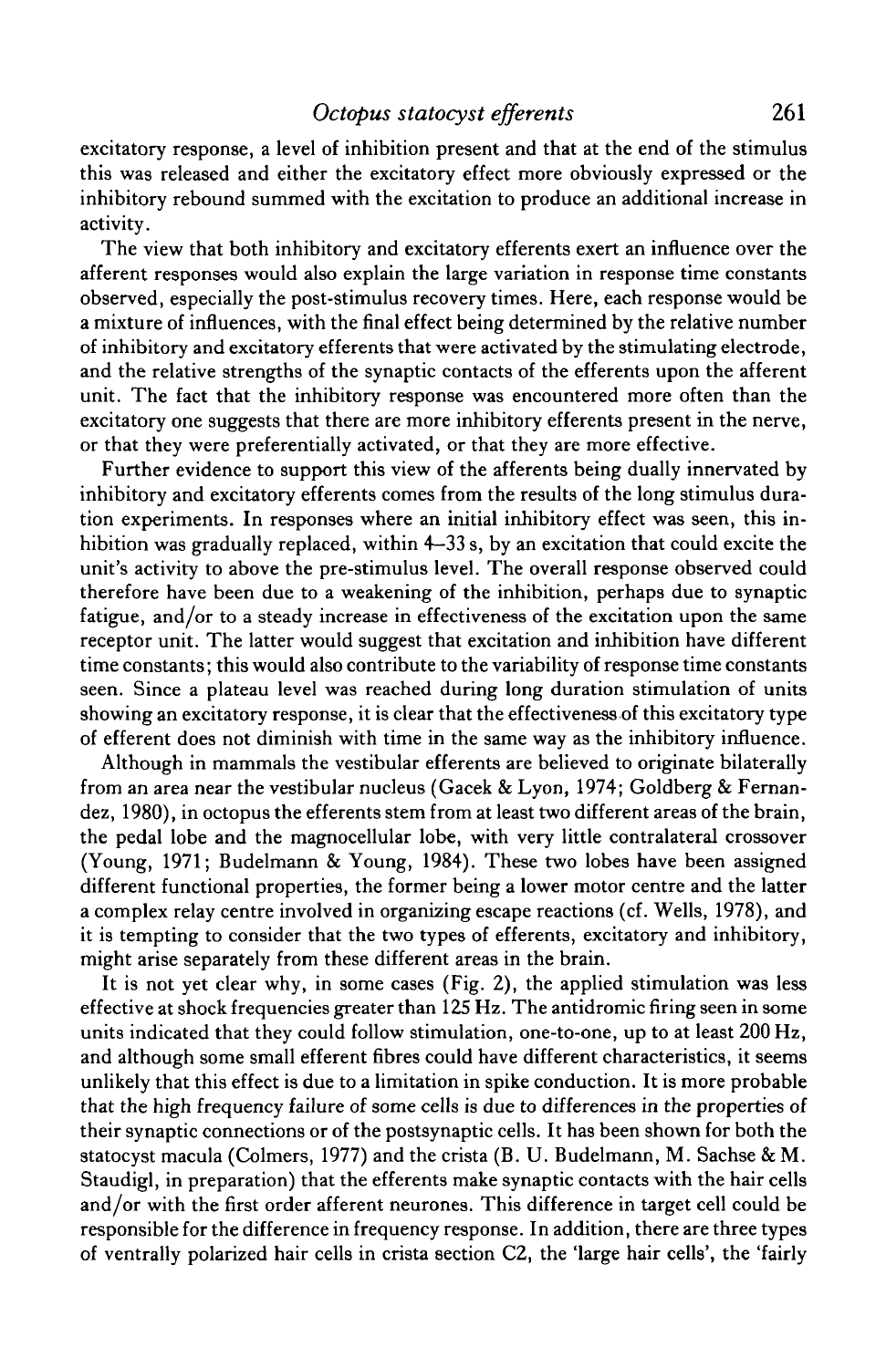excitatory response, a level of inhibition present and that at the end of the stimulus this was released and either the excitatory effect more obviously expressed or the inhibitory rebound summed with the excitation to produce an additional increase in activity.

The view that both inhibitory and excitatory efferents exert an influence over the afferent responses would also explain the large variation in response time constants observed, especially the post-stimulus recovery times. Here, each response would be a mixture of influences, with the final effect being determined by the relative number of inhibitory and excitatory efferents that were activated by the stimulating electrode, and the relative strengths of the synaptic contacts of the efferents upon the afferent unit. The fact that the inhibitory response was encountered more often than the excitatory one suggests that there are more inhibitory efferents present in the nerve, or that they were preferentially activated, or that they are more effective.

Further evidence to support this view of the afferents being dually innervated by inhibitory and excitatory efferents comes from the results of the long stimulus duration experiments. In responses where an initial inhibitory effect was seen, this inhibition was gradually replaced, within 4–33 s, by an excitation that could excite the unit's activity to above the pre-stimulus level. The overall response observed could therefore have been due to a weakening of the inhibition, perhaps due to synaptic fatigue, and/or to a steady increase in effectiveness of the excitation upon the same receptor unit. The latter would suggest that excitation and inhibition have different time constants; this would also contribute to the variability of response time constants seen. Since a plateau level was reached during long duration stimulation of units showing an excitatory response, it is clear that the effectiveness of this excitatory type of efferent does not diminish with time in the same way as the inhibitory influence.

Although in mammals the vestibular efferents are believed to originate bilaterally from an area near the vestibular nucleus (Gacek & Lyon, 1974; Goldberg & Fernandez, 1980), in octopus the efferents stem from at least two different areas of the brain, the pedal lobe and the magnocellular lobe, with very little contralateral crossover (Young, 1971; Budelmann & Young, 1984). These two lobes have been assigned different functional properties, the former being a lower motor centre and the latter a complex relay centre involved in organizing escape reactions (cf. Wells, 1978), and it is tempting to consider that the two types of efferents, excitatory and inhibitory, might arise separately from these different areas in the brain.

It is not yet clear why, in some cases (Fig. 2), the applied stimulation was less effective at shock frequencies greater than 125 Hz. The antidromic firing seen in some units indicated that they could follow stimulation, one-to-one, up to at least 200 Hz, and although some small efferent fibres could have different characteristics, it seems unlikely that this effect is due to a limitation in spike conduction. It is more probable that the high frequency failure of some cells is due to differences in the properties of their synaptic connections or of the postsynaptic cells. It has been shown for both the statocyst macula (Colmers, 1977) and the crista (B. U. Budelmann, M. Sachse & M. Staudigl, in preparation) that the efferents make synaptic contacts with the hair cells and/or with the first order afferent neurones. This difference in target cell could be responsible for the difference in frequency response. In addition, there are three types of ventrally polarized hair cells in crista section C2, the 'large hair cells', the 'fairly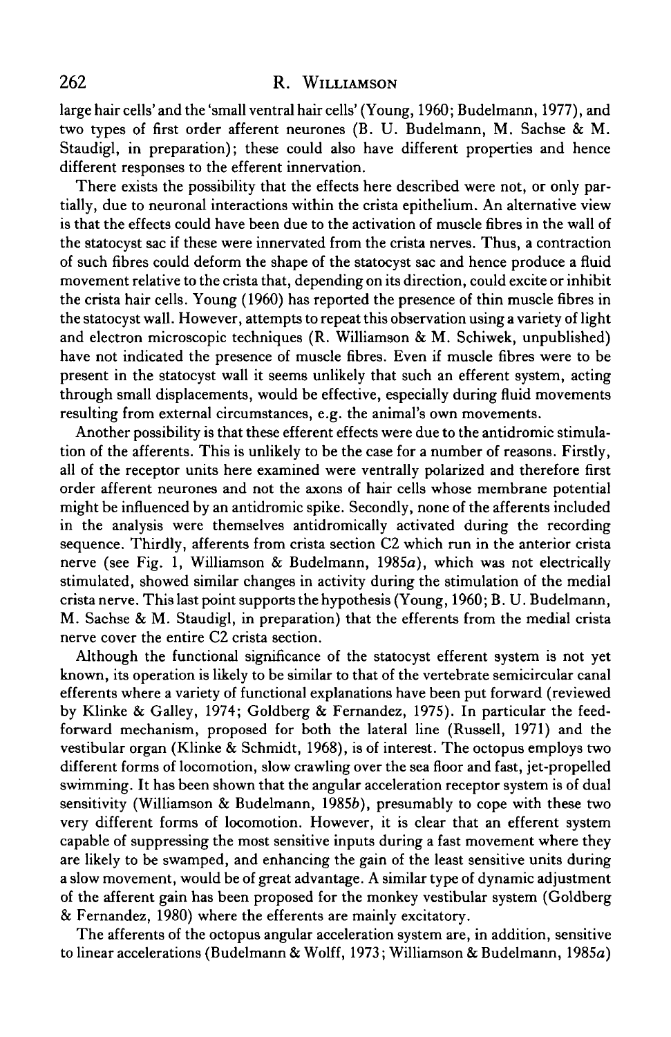large hair cells' and the 'small ventral hair cells' (Young, 1960; Budelmann, 1977), and two types of first order afferent neurones (B. U. Budelmann, M. Sachse & M. Staudigl, in preparation); these could also have different properties and hence different responses to the efferent innervation.

There exists the possibility that the effects here described were not, or only partially, due to neuronal interactions within the crista epithelium. An alternative view is that the effects could have been due to the activation of muscle fibres in the wall of the statocyst sac if these were innervated from the crista nerves. Thus, a contraction of such fibres could deform the shape of the statocyst sac and hence produce a fluid movement relative to the crista that, depending on its direction, could excite or inhibit the crista hair cells. Young (1960) has reported the presence of thin muscle fibres in the statocyst wall. However, attempts to repeat this observation using a variety of light and electron microscopic techniques (R. Williamson & M. Schiwek, unpublished) have not indicated the presence of muscle fibres. Even if muscle fibres were to be present in the statocyst wall it seems unlikely that such an efferent system, acting through small displacements, would be effective, especially during fluid movements resulting from external circumstances, e.g. the animal's own movements.

Another possibility is that these efferent effects were due to the antidromic stimulation of the afferents. This is unlikely to be the case for a number of reasons. Firstly, all of the receptor units here examined were ventrally polarized and therefore first order afferent neurones and not the axons of hair cells whose membrane potential might be influenced by an antidromic spike. Secondly, none of the afferents included in the analysis were themselves antidromically activated during the recording sequence. Thirdly, afferents from crista section C2 which run in the anterior crista nerve (see Fig. 1, Williamson & Budelmann, 1985*a*), which was not electrically stimulated, showed similar changes in activity during the stimulation of the medial crista nerve. This last point supports the hypothesis (Young, 1960; B. U. Budelmann, M. Sachse & M. Staudigl, in preparation) that the efferents from the medial crista nerve cover the entire C2 crista section.

Although the functional significance of the statocyst efferent system is not yet known, its operation is likely to be similar to that of the vertebrate semicircular canal efferents where a variety of functional explanations have been put forward (reviewed by Klinke & Galley, 1974; Goldberg & Fernandez, 1975). In particular the feed-forward mechanism, proposed for both the lateral line (Russell, 1971) and the vestibular organ (Klinke & Schmidt, 1968), is of interest. The octopus employs two different forms of locomotion, slow crawling over the sea floor and fast, jet-propelled swimming. It has been shown that the angular acceleration receptor system is of dual sensitivity (Williamson & Budelmann, 1985*b*), presumably to cope with these two very different forms of locomotion. However, it is clear that an efferent system capable of suppressing the most sensitive inputs during a fast movement where they are likely to be swamped, and enhancing the gain of the least sensitive units during a slow movement, would be of great advantage. A similar type of dynamic adjustment of the afferent gain has been proposed for the monkey vestibular system (Goldberg & Fernandez, 1980) where the efferents are mainly excitatory.

The afferents of the octopus angular acceleration system are, in addition, sensitive to linear accelerations (Budelmann & Wolff, 1973; Williamson & Budelmann, 1985*a*)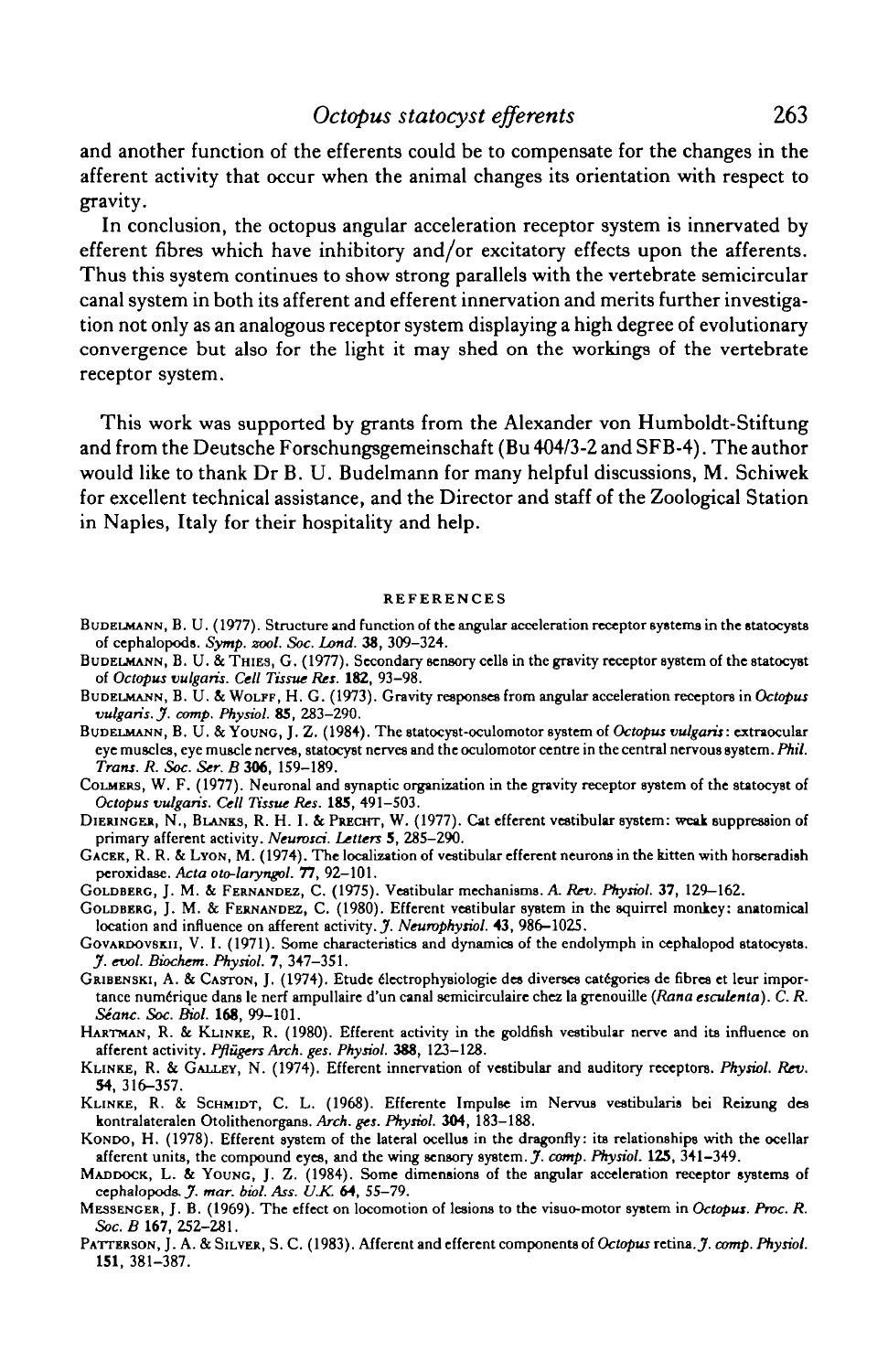and another function of the efferents could be to compensate for the changes in the afferent activity that occur when the animal changes its orientation with respect to gravity.

In conclusion, the octopus angular acceleration receptor system is innervated by efferent fibres which have inhibitory and/or excitatory effects upon the afferents. Thus this system continues to show strong parallels with the vertebrate semicircular canal system in both its afferent and efferent innervation and merits further investigation not only as an analogous receptor system displaying a high degree of evolutionary convergence but also for the light it may shed on the workings of the vertebrate receptor system.

This work was supported by grants from the Alexander von Humboldt-Stiftung and from the Deutsche Forschungsgemeinschaft (Bu 404/3-2 and SFB-4). The author would like to thank Dr B. U. Budelmann for many helpful discussions, M. Schiwek for excellent technical assistance, and the Director and staff of the Zoological Station in Naples, Italy for their hospitality and help.

## REFERENCES

Budelmann, B. U. (1977). Structure and function of the angular acceleration receptor systems in the statocysts of cephalopods. *Symp. zool. Soc. Lond.* **38**, 309–324.

Budelmann, B. U. & Thies, G. (1977). Secondary sensory cells in the gravity receptor system of the statocyst of *Octopus vulgaris*. *Cell Tissue Res.* **182**, 93–98.

Budelmann, B. U. & Wolff, H. G. (1973). Gravity responses from angular acceleration receptors in *Octopus vulgaris*. *J. comp. Physiol.* **85**, 283–290.

Budelmann, B. U. & Young, J. Z. (1984). The statocyst-oculomotor system of *Octopus vulgaris*: extraocular eye muscles, eye muscle nerves, statocyst nerves and the oculomotor centre in the central nervous system. *Phil. Trans. R. Soc. Ser. B* **306**, 159–189.

Colmers, W. F. (1977). Neuronal and synaptic organization in the gravity receptor system of the statocyst of *Octopus vulgaris*. *Cell Tissue Res.* **185**, 491–503.

Dieringer, N., Blanks, R. H. I. & Precht, W. (1977). Cat efferent vestibular system: weak suppression of primary afferent activity. *Neurosci. Letters* **5**, 285–290.

Gacek, R. R. & Lyon, M. (1974). The localization of vestibular efferent neurons in the kitten with horseradish peroxidase. *Acta oto-laryngol.* **77**, 92–101.

Goldberg, J. M. & Fernandez, C. (1975). Vestibular mechanisms. *A. Rev. Physiol.* **37**, 129–162.

Goldberg, J. M. & Fernandez, C. (1980). Efferent vestibular system in the squirrel monkey: anatomical location and influence on afferent activity. *J. Neurophysiol.* **43**, 986–1025.

Govardovskii, V. I. (1971). Some characteristics and dynamics of the endolymph in cephalopod statocysts. *J. evol. Biochem. Physiol.* **7**, 347–351.

Gribenski, A. & Caston, J. (1974). Étude électrophysiologie des diverses catégories de fibres et leur importance numérique dans le nerf ampullaire d'un canal semicirculaire chez la grenouille (*Rana esculenta*). *C. R. Séanc. Soc. Biol.* **168**, 99–101.

Hartman, R. & Klinke, R. (1980). Efferent activity in the goldfish vestibular nerve and its influence on afferent activity. *Pflügers Arch. ges. Physiol.* **388**, 123–128.

Klinke, R. & Galley, N. (1974). Efferent innervation of vestibular and auditory receptors. *Physiol. Rev.* **54**, 316–357.

Klinke, R. & Schmidt, C. L. (1968). Efferente Impulse im Nervus vestibularis bei Reizung des kontralateralen Otolithenorgans. *Arch. ges. Physiol.* **304**, 183–188.

Kondo, H. (1978). Efferent system of the lateral ocellus in the dragonfly: its relationships with the ocellar afferent units, the compound eyes, and the wing sensory system. *J. comp. Physiol.* **125**, 341–349.

Maddock, L. & Young, J. Z. (1984). Some dimensions of the angular acceleration receptor systems of cephalopods. *J. mar. biol. Ass. U.K.* **64**, 55–79.

Messenger, J. B. (1969). The effect on locomotion of lesions to the visuo-motor system in *Octopus*. *Proc. R. Soc. B* **167**, 252–281.

Patterson, J. A. & Silver, S. C. (1983). Afferent and efferent components of *Octopus* retina. *J. comp. Physiol.* **151**, 381–387.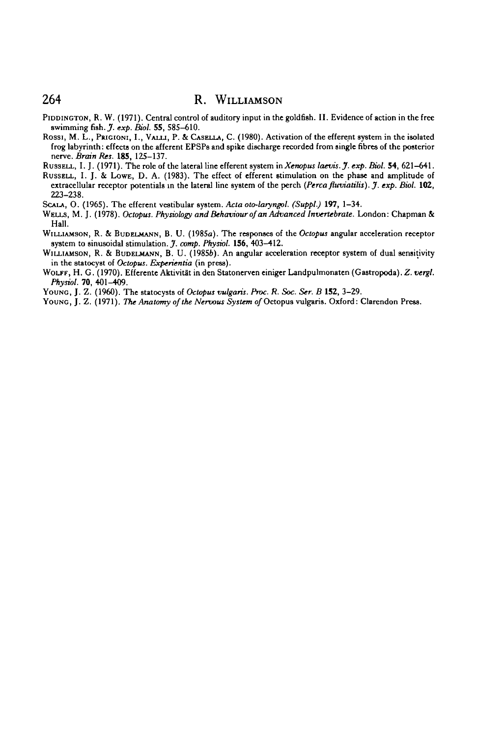Piddington, R. W. (1971). Central control of auditory input in the goldfish. II. Evidence of action in the free swimming fish. *J. exp. Biol.* **55**, 585–610.

Rossi, M. L., Prigioni, I., Valli, P. & Casella, C. (1980). Activation of the efferent system in the isolated frog labyrinth: effects on the afferent EPSPs and spike discharge recorded from single fibres of the posterior nerve. *Brain Res.* **185**, 125–137.

Russell, I. J. (1971). The role of the lateral line efferent system in *Xenopus laevis*. *J. exp. Biol.* **54**, 621–641.

Russell, I. J. & Lowe, D. A. (1983). The effect of efferent stimulation on the phase and amplitude of extracellular receptor potentials in the lateral line system of the perch (*Perca fluviatilis*). *J. exp. Biol.* **102**, 223–238.

Scala, O. (1965). The efferent vestibular system. *Acta oto-laryngol. (Suppl.)* **197**, 1–34.

Wells, M. J. (1978). *Octopus. Physiology and Behaviour of an Advanced Invertebrate.* London: Chapman & Hall.

Williamson, R. & Budelmann, B. U. (1985*a*). The responses of the *Octopus* angular acceleration receptor system to sinusoidal stimulation. *J. comp. Physiol.* **156**, 403–412.

Williamson, R. & Budelmann, B. U. (1985*b*). An angular acceleration receptor system of dual sensitivity in the statocyst of *Octopus*. *Experientia* (in press).

Wolff, H. G. (1970). Efferente Aktivität in den Statonerven einiger Landpulmonaten (Gastropoda). *Z. vergl. Physiol.* **70**, 401–409.

Young, J. Z. (1960). The statocysts of *Octopus vulgaris*. *Proc. R. Soc. Ser. B* **152**, 3–29.

Young, J. Z. (1971). *The Anatomy of the Nervous System of* Octopus vulgaris. Oxford: Clarendon Press.